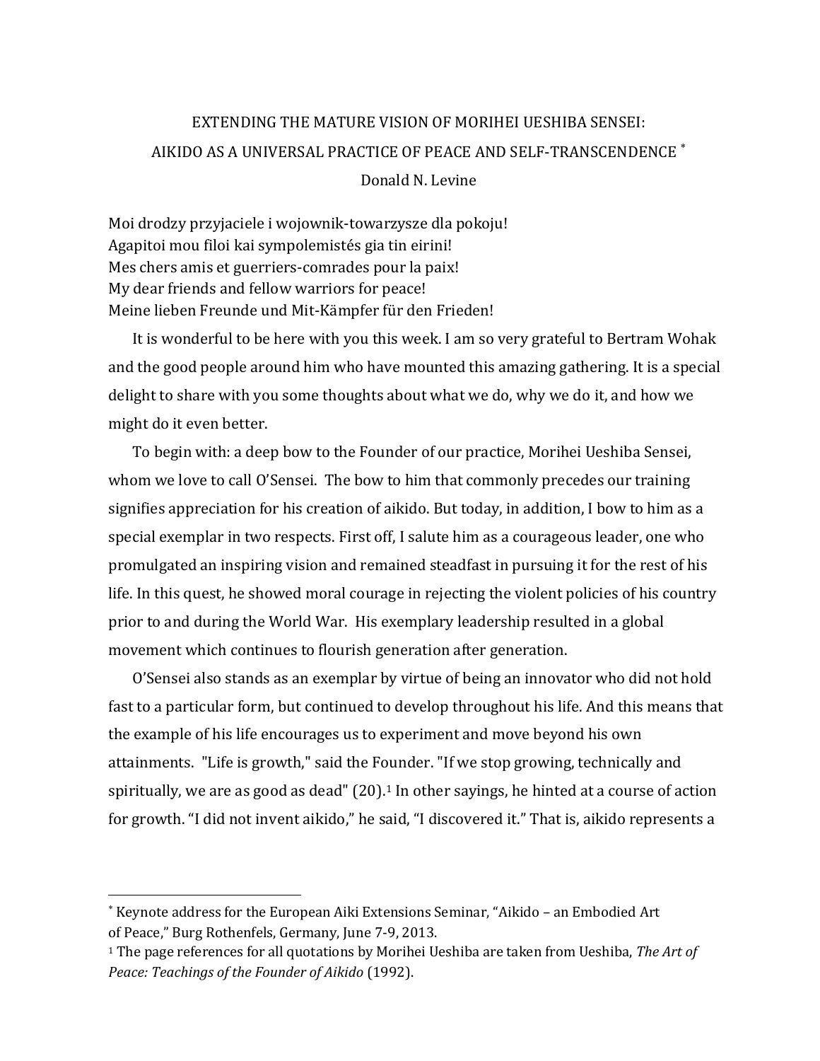# EXTENDING THE MATURE VISION OF MORIHEI UESHIBA SENSEI: AIKIDO AS A UNIVERSAL PRACTICE OF PEACE AND SELF-TRANSCENDENCE [*]

Donald N. Levine

Moi drodzy przyjaciele i wojownik-towarzysze dla pokoju!
Agapitoi mou filoi kai sympolemistés gia tin eirini!
Mes chers amis et guerriers-comrades pour la paix!
My dear friends and fellow warriors for peace!
Meine lieben Freunde und Mit-Kämpfer für den Frieden!

It is wonderful to be here with you this week. I am so very grateful to Bertram Wohak and the good people around him who have mounted this amazing gathering. It is a special delight to share with you some thoughts about what we do, why we do it, and how we might do it even better.

To begin with: a deep bow to the Founder of our practice, Morihei Ueshiba Sensei, whom we love to call O'Sensei. The bow to him that commonly precedes our training signifies appreciation for his creation of aikido. But today, in addition, I bow to him as a special exemplar in two respects. First off, I salute him as a courageous leader, one who promulgated an inspiring vision and remained steadfast in pursuing it for the rest of his life. In this quest, he showed moral courage in rejecting the violent policies of his country prior to and during the World War. His exemplary leadership resulted in a global movement which continues to flourish generation after generation.

O'Sensei also stands as an exemplar by virtue of being an innovator who did not hold fast to a particular form, but continued to develop throughout his life. And this means that the example of his life encourages us to experiment and move beyond his own attainments. "Life is growth," said the Founder. "If we stop growing, technically and spiritually, we are as good as dead" (20).[1] In other sayings, he hinted at a course of action for growth. "I did not invent aikido," he said, "I discovered it." That is, aikido represents a

---

[*] Keynote address for the European Aiki Extensions Seminar, "Aikido – an Embodied Art of Peace," Burg Rothenfels, Germany, June 7-9, 2013.

[1] The page references for all quotations by Morihei Ueshiba are taken from Ueshiba, *The Art of Peace: Teachings of the Founder of Aikido* (1992).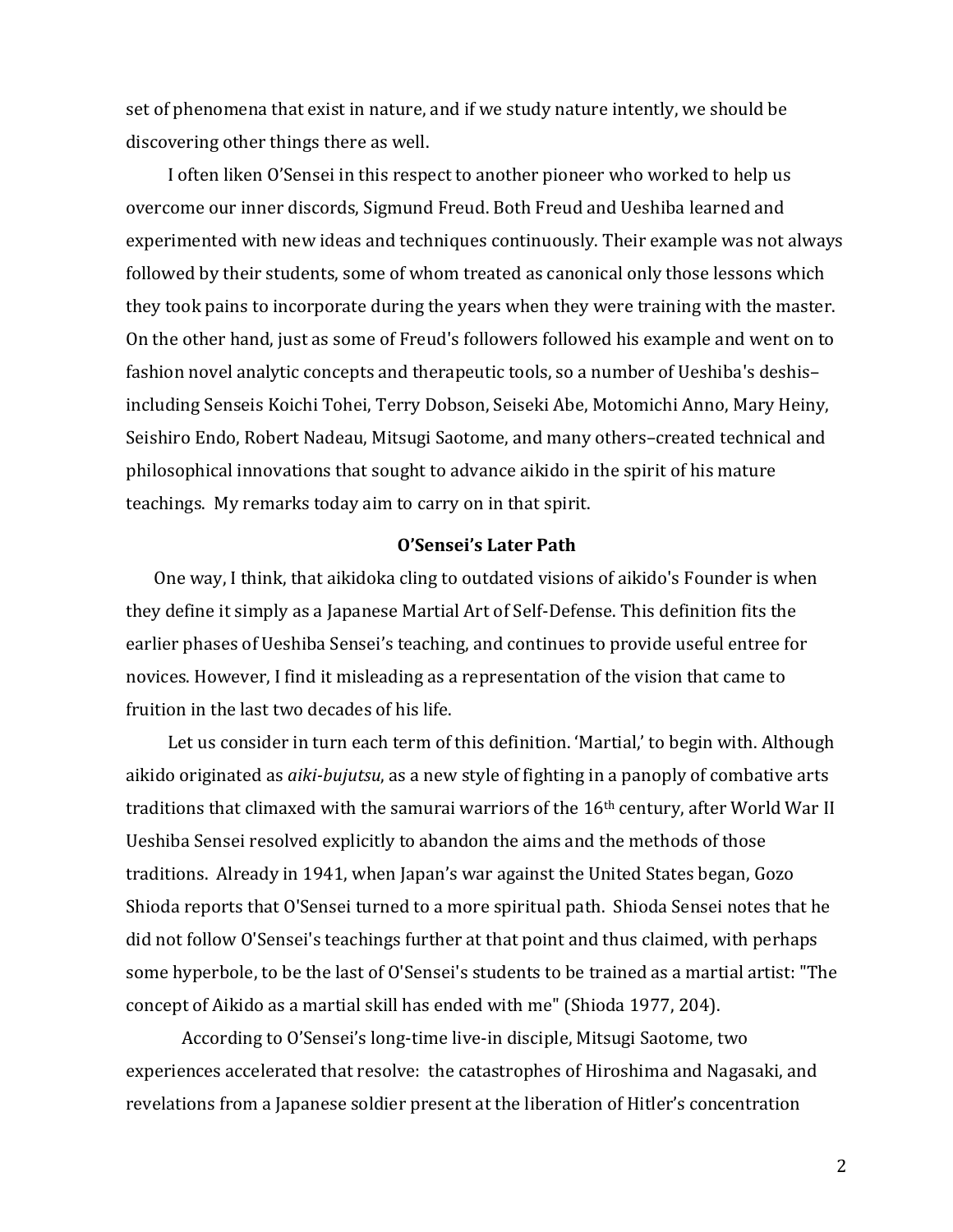set of phenomena that exist in nature, and if we study nature intently, we should be discovering other things there as well.

I often liken O'Sensei in this respect to another pioneer who worked to help us overcome our inner discords, Sigmund Freud. Both Freud and Ueshiba learned and experimented with new ideas and techniques continuously. Their example was not always followed by their students, some of whom treated as canonical only those lessons which they took pains to incorporate during the years when they were training with the master. On the other hand, just as some of Freud's followers followed his example and went on to fashion novel analytic concepts and therapeutic tools, so a number of Ueshiba's deshis–including Senseis Koichi Tohei, Terry Dobson, Seiseki Abe, Motomichi Anno, Mary Heiny, Seishiro Endo, Robert Nadeau, Mitsugi Saotome, and many others–created technical and philosophical innovations that sought to advance aikido in the spirit of his mature teachings. My remarks today aim to carry on in that spirit.

### O'Sensei's Later Path

One way, I think, that aikidoka cling to outdated visions of aikido's Founder is when they define it simply as a Japanese Martial Art of Self-Defense. This definition fits the earlier phases of Ueshiba Sensei's teaching, and continues to provide useful entree for novices. However, I find it misleading as a representation of the vision that came to fruition in the last two decades of his life.

Let us consider in turn each term of this definition. 'Martial,' to begin with. Although aikido originated as *aiki-bujutsu*, as a new style of fighting in a panoply of combative arts traditions that climaxed with the samurai warriors of the 16th century, after World War II Ueshiba Sensei resolved explicitly to abandon the aims and the methods of those traditions. Already in 1941, when Japan's war against the United States began, Gozo Shioda reports that O'Sensei turned to a more spiritual path. Shioda Sensei notes that he did not follow O'Sensei's teachings further at that point and thus claimed, with perhaps some hyperbole, to be the last of O'Sensei's students to be trained as a martial artist: "The concept of Aikido as a martial skill has ended with me" (Shioda 1977, 204).

According to O'Sensei's long-time live-in disciple, Mitsugi Saotome, two experiences accelerated that resolve: the catastrophes of Hiroshima and Nagasaki, and revelations from a Japanese soldier present at the liberation of Hitler's concentration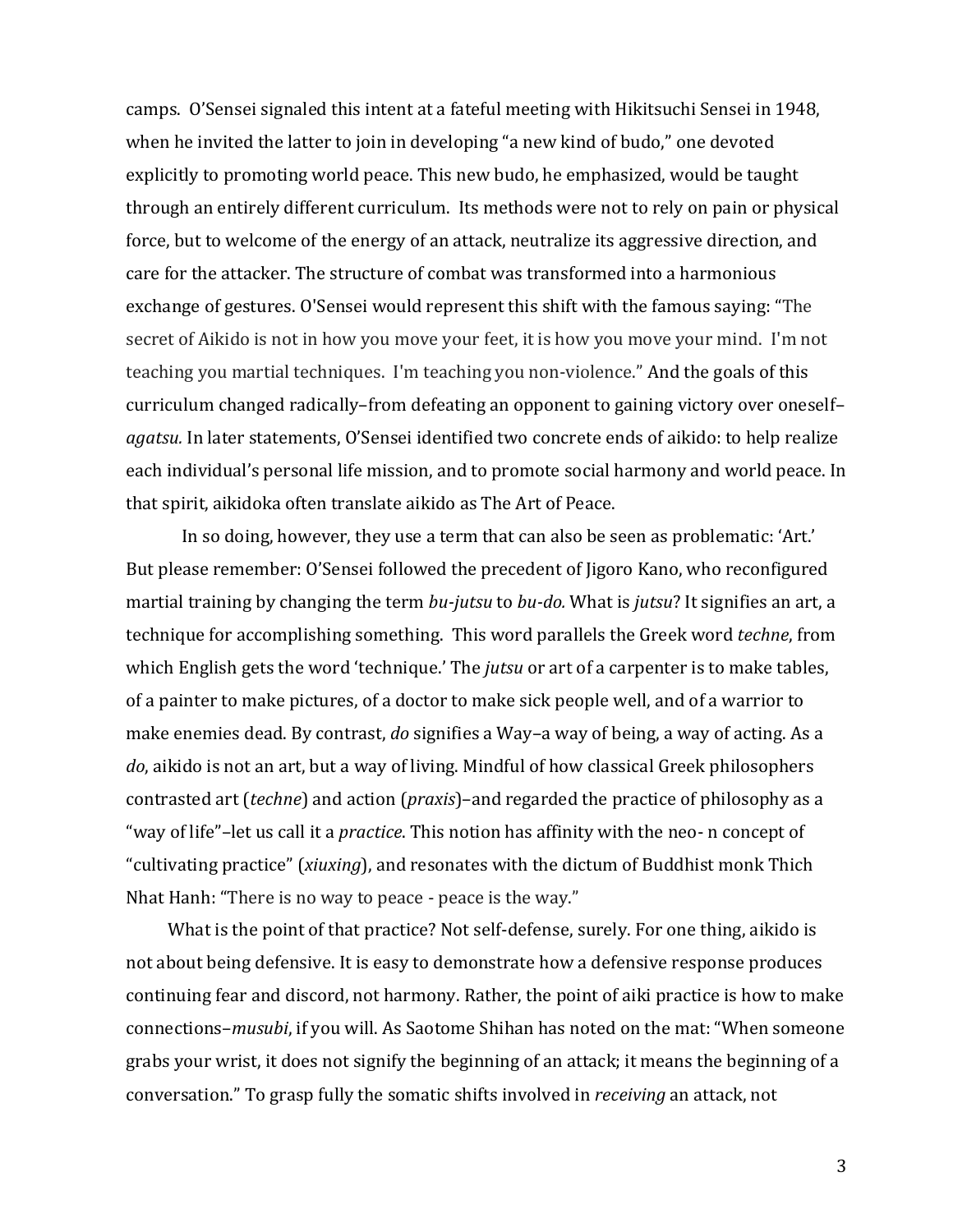camps. O'Sensei signaled this intent at a fateful meeting with Hikitsuchi Sensei in 1948, when he invited the latter to join in developing "a new kind of budo," one devoted explicitly to promoting world peace. This new budo, he emphasized, would be taught through an entirely different curriculum. Its methods were not to rely on pain or physical force, but to welcome of the energy of an attack, neutralize its aggressive direction, and care for the attacker. The structure of combat was transformed into a harmonious exchange of gestures. O'Sensei would represent this shift with the famous saying: "The secret of Aikido is not in how you move your feet, it is how you move your mind. I'm not teaching you martial techniques. I'm teaching you non-violence." And the goals of this curriculum changed radically–from defeating an opponent to gaining victory over oneself–*agatsu.* In later statements, O'Sensei identified two concrete ends of aikido: to help realize each individual's personal life mission, and to promote social harmony and world peace. In that spirit, aikidoka often translate aikido as The Art of Peace.

In so doing, however, they use a term that can also be seen as problematic: 'Art.' But please remember: O'Sensei followed the precedent of Jigoro Kano, who reconfigured martial training by changing the term *bu-jutsu* to *bu-do.* What is *jutsu*? It signifies an art, a technique for accomplishing something. This word parallels the Greek word *techne*, from which English gets the word 'technique.' The *jutsu* or art of a carpenter is to make tables, of a painter to make pictures, of a doctor to make sick people well, and of a warrior to make enemies dead. By contrast, *do* signifies a Way–a way of being, a way of acting. As a *do*, aikido is not an art, but a way of living. Mindful of how classical Greek philosophers contrasted art (*techne*) and action (*praxis*)–and regarded the practice of philosophy as a "way of life"–let us call it a *practice*. This notion has affinity with the neo- n concept of "cultivating practice" (*xiuxing*), and resonates with the dictum of Buddhist monk Thich Nhat Hanh: "There is no way to peace - peace is the way."

What is the point of that practice? Not self-defense, surely. For one thing, aikido is not about being defensive. It is easy to demonstrate how a defensive response produces continuing fear and discord, not harmony. Rather, the point of aiki practice is how to make connections–*musubi*, if you will. As Saotome Shihan has noted on the mat: "When someone grabs your wrist, it does not signify the beginning of an attack; it means the beginning of a conversation." To grasp fully the somatic shifts involved in *receiving* an attack, not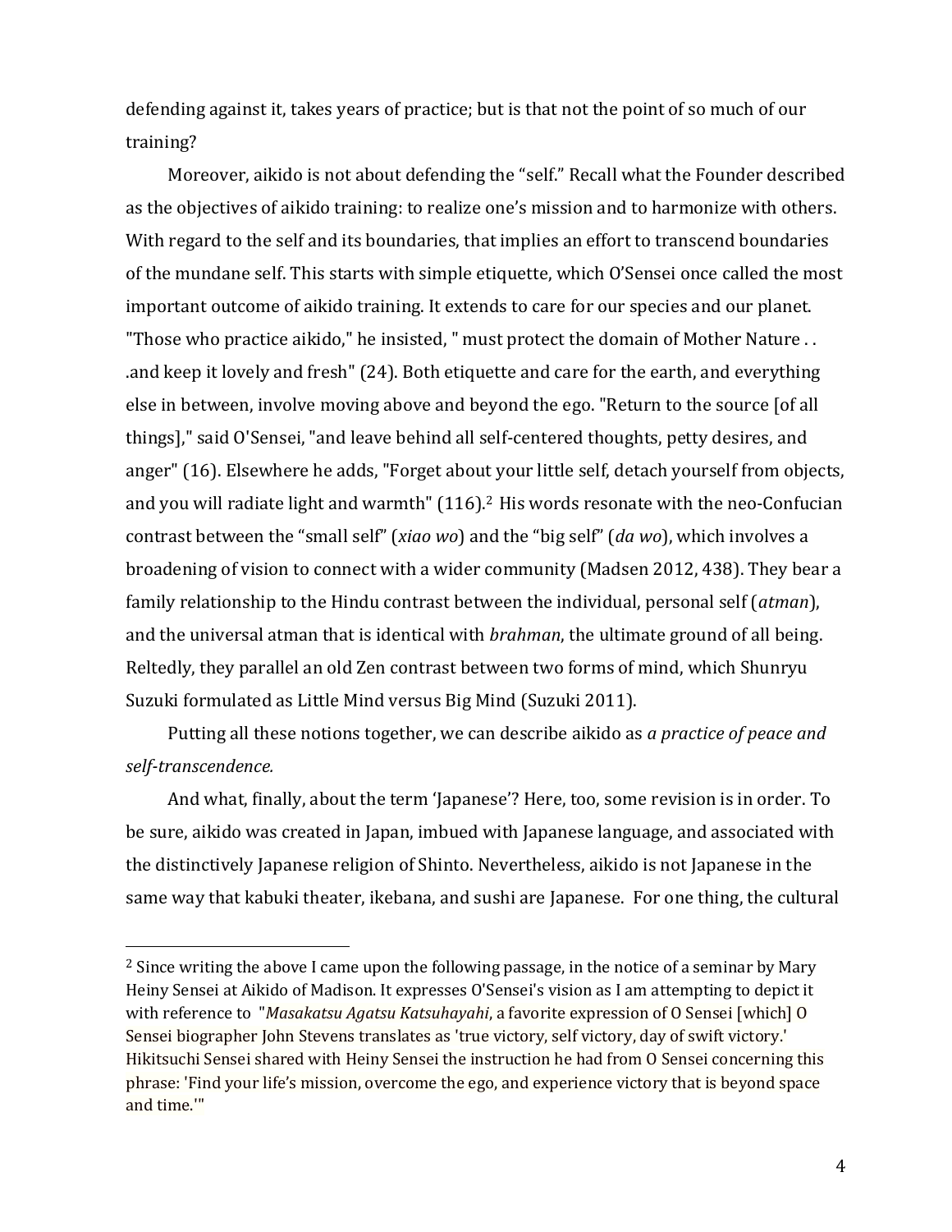defending against it, takes years of practice; but is that not the point of so much of our training?

Moreover, aikido is not about defending the "self." Recall what the Founder described as the objectives of aikido training: to realize one's mission and to harmonize with others. With regard to the self and its boundaries, that implies an effort to transcend boundaries of the mundane self. This starts with simple etiquette, which O'Sensei once called the most important outcome of aikido training. It extends to care for our species and our planet. "Those who practice aikido," he insisted, " must protect the domain of Mother Nature . . .and keep it lovely and fresh" (24). Both etiquette and care for the earth, and everything else in between, involve moving above and beyond the ego. "Return to the source [of all things]," said O'Sensei, "and leave behind all self-centered thoughts, petty desires, and anger" (16). Elsewhere he adds, "Forget about your little self, detach yourself from objects, and you will radiate light and warmth" (116).[2] His words resonate with the neo-Confucian contrast between the "small self" (*xiao wo*) and the "big self" (*da wo*), which involves a broadening of vision to connect with a wider community (Madsen 2012, 438). They bear a family relationship to the Hindu contrast between the individual, personal self (*atman*), and the universal atman that is identical with *brahman*, the ultimate ground of all being. Reltedly, they parallel an old Zen contrast between two forms of mind, which Shunryu Suzuki formulated as Little Mind versus Big Mind (Suzuki 2011).

Putting all these notions together, we can describe aikido as *a practice of peace and self-transcendence.*

And what, finally, about the term 'Japanese'? Here, too, some revision is in order. To be sure, aikido was created in Japan, imbued with Japanese language, and associated with the distinctively Japanese religion of Shinto. Nevertheless, aikido is not Japanese in the same way that kabuki theater, ikebana, and sushi are Japanese. For one thing, the cultural

---

[2] Since writing the above I came upon the following passage, in the notice of a seminar by Mary Heiny Sensei at Aikido of Madison. It expresses O'Sensei's vision as I am attempting to depict it with reference to "*Masakatsu Agatsu Katsuhayahi*, a favorite expression of O Sensei [which] O Sensei biographer John Stevens translates as 'true victory, self victory, day of swift victory.' Hikitsuchi Sensei shared with Heiny Sensei the instruction he had from O Sensei concerning this phrase: 'Find your life's mission, overcome the ego, and experience victory that is beyond space and time.'"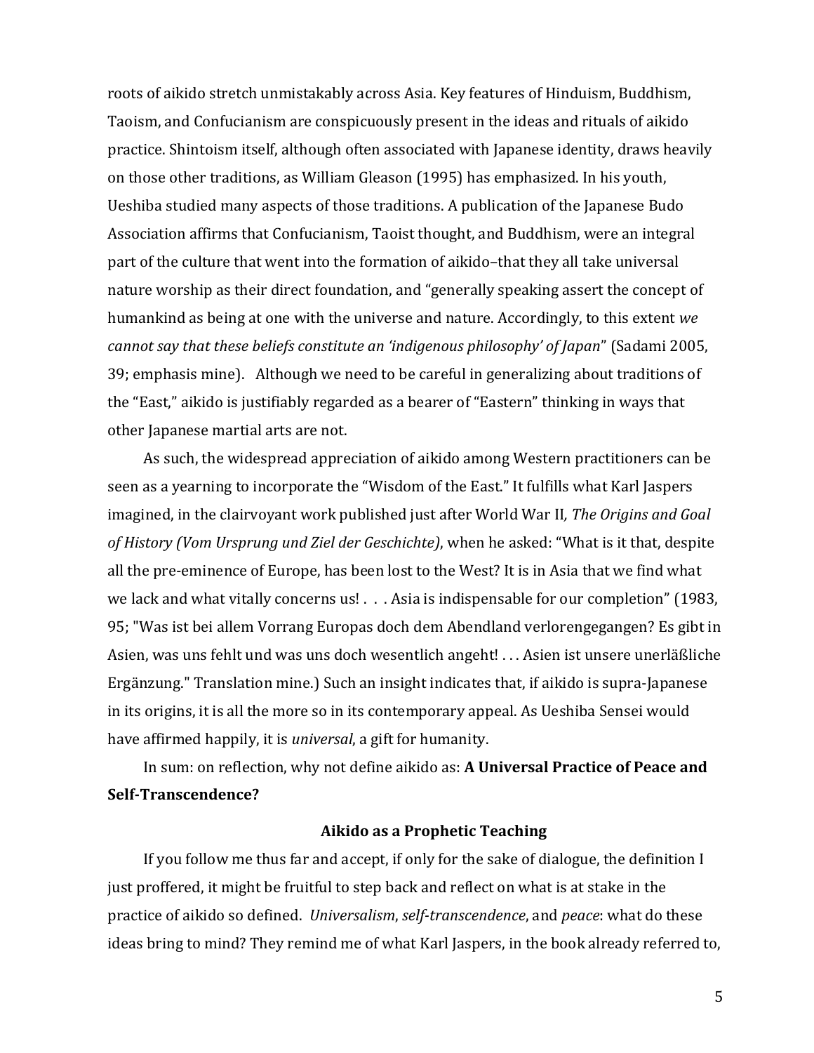roots of aikido stretch unmistakably across Asia. Key features of Hinduism, Buddhism, Taoism, and Confucianism are conspicuously present in the ideas and rituals of aikido practice. Shintoism itself, although often associated with Japanese identity, draws heavily on those other traditions, as William Gleason (1995) has emphasized. In his youth, Ueshiba studied many aspects of those traditions. A publication of the Japanese Budo Association affirms that Confucianism, Taoist thought, and Buddhism, were an integral part of the culture that went into the formation of aikido–that they all take universal nature worship as their direct foundation, and "generally speaking assert the concept of humankind as being at one with the universe and nature. Accordingly, to this extent *we cannot say that these beliefs constitute an 'indigenous philosophy' of Japan*" (Sadami 2005, 39; emphasis mine). Although we need to be careful in generalizing about traditions of the "East," aikido is justifiably regarded as a bearer of "Eastern" thinking in ways that other Japanese martial arts are not.

As such, the widespread appreciation of aikido among Western practitioners can be seen as a yearning to incorporate the "Wisdom of the East." It fulfills what Karl Jaspers imagined, in the clairvoyant work published just after World War II*, The Origins and Goal of History (Vom Ursprung und Ziel der Geschichte)*, when he asked: "What is it that, despite all the pre-eminence of Europe, has been lost to the West? It is in Asia that we find what we lack and what vitally concerns us! . . . Asia is indispensable for our completion" (1983, 95; "Was ist bei allem Vorrang Europas doch dem Abendland verlorengegangen? Es gibt in Asien, was uns fehlt und was uns doch wesentlich angeht! . . . Asien ist unsere unerläßliche Ergänzung." Translation mine.) Such an insight indicates that, if aikido is supra-Japanese in its origins, it is all the more so in its contemporary appeal. As Ueshiba Sensei would have affirmed happily, it is *universal*, a gift for humanity.

In sum: on reflection, why not define aikido as: **A Universal Practice of Peace and Self-Transcendence?**

### Aikido as a Prophetic Teaching

If you follow me thus far and accept, if only for the sake of dialogue, the definition I just proffered, it might be fruitful to step back and reflect on what is at stake in the practice of aikido so defined. *Universalism*, *self-transcendence*, and *peace*: what do these ideas bring to mind? They remind me of what Karl Jaspers, in the book already referred to,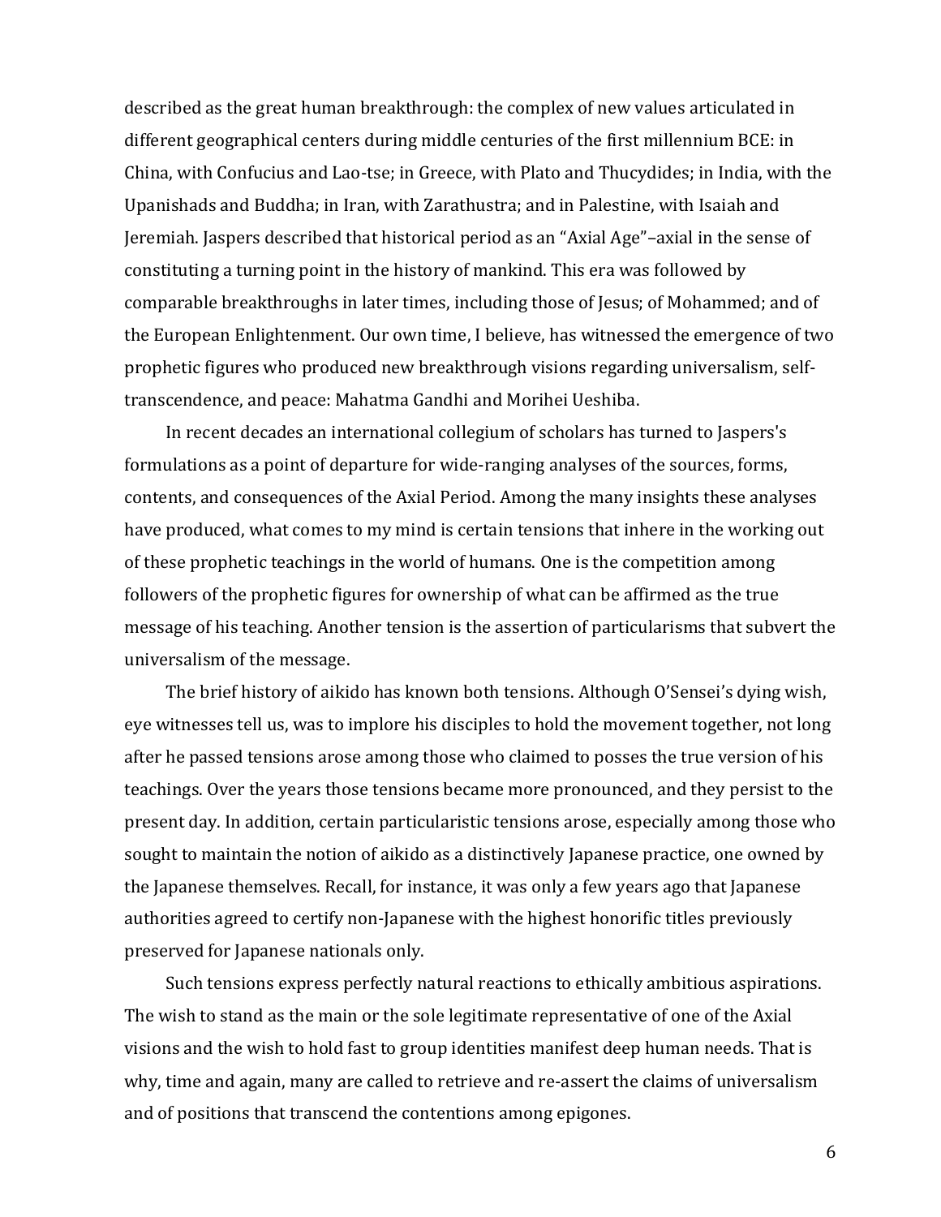described as the great human breakthrough: the complex of new values articulated in different geographical centers during middle centuries of the first millennium BCE: in China, with Confucius and Lao-tse; in Greece, with Plato and Thucydides; in India, with the Upanishads and Buddha; in Iran, with Zarathustra; and in Palestine, with Isaiah and Jeremiah. Jaspers described that historical period as an "Axial Age"–axial in the sense of constituting a turning point in the history of mankind. This era was followed by comparable breakthroughs in later times, including those of Jesus; of Mohammed; and of the European Enlightenment. Our own time, I believe, has witnessed the emergence of two prophetic figures who produced new breakthrough visions regarding universalism, self-transcendence, and peace: Mahatma Gandhi and Morihei Ueshiba.

In recent decades an international collegium of scholars has turned to Jaspers's formulations as a point of departure for wide-ranging analyses of the sources, forms, contents, and consequences of the Axial Period. Among the many insights these analyses have produced, what comes to my mind is certain tensions that inhere in the working out of these prophetic teachings in the world of humans. One is the competition among followers of the prophetic figures for ownership of what can be affirmed as the true message of his teaching. Another tension is the assertion of particularisms that subvert the universalism of the message.

The brief history of aikido has known both tensions. Although O'Sensei's dying wish, eye witnesses tell us, was to implore his disciples to hold the movement together, not long after he passed tensions arose among those who claimed to posses the true version of his teachings. Over the years those tensions became more pronounced, and they persist to the present day. In addition, certain particularistic tensions arose, especially among those who sought to maintain the notion of aikido as a distinctively Japanese practice, one owned by the Japanese themselves. Recall, for instance, it was only a few years ago that Japanese authorities agreed to certify non-Japanese with the highest honorific titles previously preserved for Japanese nationals only.

Such tensions express perfectly natural reactions to ethically ambitious aspirations. The wish to stand as the main or the sole legitimate representative of one of the Axial visions and the wish to hold fast to group identities manifest deep human needs. That is why, time and again, many are called to retrieve and re-assert the claims of universalism and of positions that transcend the contentions among epigones.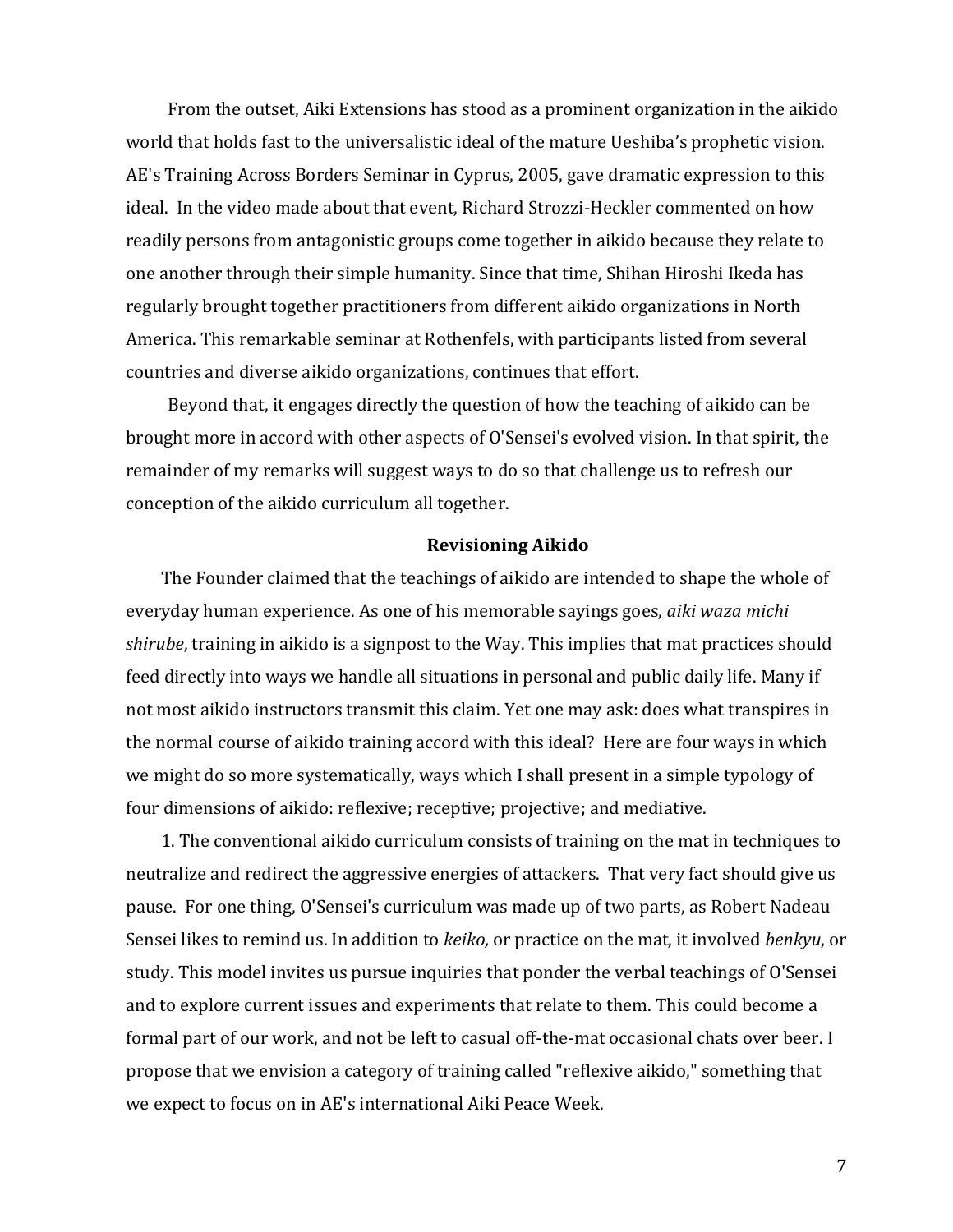From the outset, Aiki Extensions has stood as a prominent organization in the aikido world that holds fast to the universalistic ideal of the mature Ueshiba's prophetic vision. AE's Training Across Borders Seminar in Cyprus, 2005, gave dramatic expression to this ideal. In the video made about that event, Richard Strozzi-Heckler commented on how readily persons from antagonistic groups come together in aikido because they relate to one another through their simple humanity. Since that time, Shihan Hiroshi Ikeda has regularly brought together practitioners from different aikido organizations in North America. This remarkable seminar at Rothenfels, with participants listed from several countries and diverse aikido organizations, continues that effort.

Beyond that, it engages directly the question of how the teaching of aikido can be brought more in accord with other aspects of O'Sensei's evolved vision. In that spirit, the remainder of my remarks will suggest ways to do so that challenge us to refresh our conception of the aikido curriculum all together.

## Revisioning Aikido

The Founder claimed that the teachings of aikido are intended to shape the whole of everyday human experience. As one of his memorable sayings goes, *aiki waza michi shirube*, training in aikido is a signpost to the Way. This implies that mat practices should feed directly into ways we handle all situations in personal and public daily life. Many if not most aikido instructors transmit this claim. Yet one may ask: does what transpires in the normal course of aikido training accord with this ideal? Here are four ways in which we might do so more systematically, ways which I shall present in a simple typology of four dimensions of aikido: reflexive; receptive; projective; and mediative.

1. The conventional aikido curriculum consists of training on the mat in techniques to neutralize and redirect the aggressive energies of attackers. That very fact should give us pause. For one thing, O'Sensei's curriculum was made up of two parts, as Robert Nadeau Sensei likes to remind us. In addition to *keiko,* or practice on the mat, it involved *benkyu*, or study. This model invites us pursue inquiries that ponder the verbal teachings of O'Sensei and to explore current issues and experiments that relate to them. This could become a formal part of our work, and not be left to casual off-the-mat occasional chats over beer. I propose that we envision a category of training called "reflexive aikido," something that we expect to focus on in AE's international Aiki Peace Week.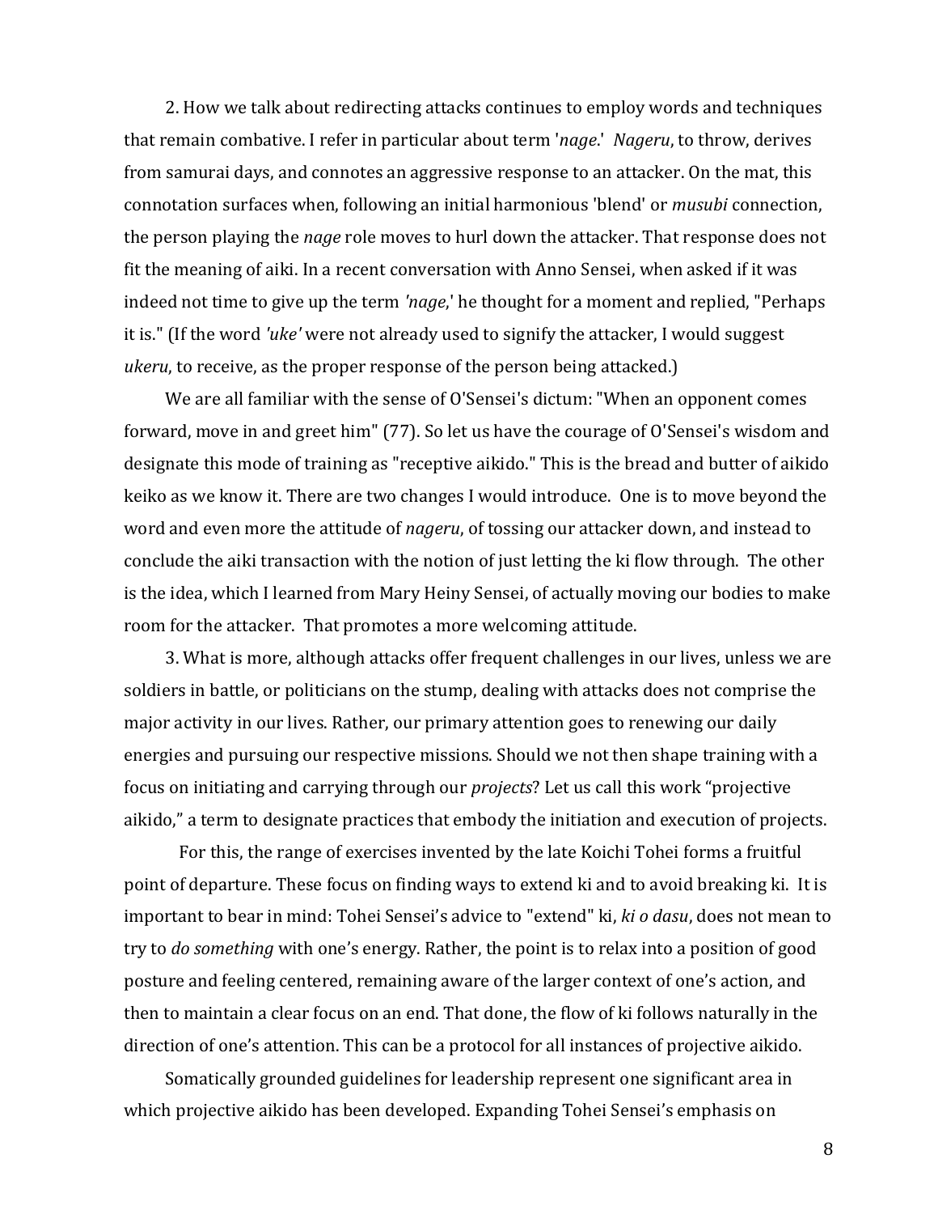2. How we talk about redirecting attacks continues to employ words and techniques that remain combative. I refer in particular about term '*nage*.' *Nageru*, to throw, derives from samurai days, and connotes an aggressive response to an attacker. On the mat, this connotation surfaces when, following an initial harmonious 'blend' or *musubi* connection, the person playing the *nage* role moves to hurl down the attacker. That response does not fit the meaning of aiki. In a recent conversation with Anno Sensei, when asked if it was indeed not time to give up the term *'nage*,' he thought for a moment and replied, "Perhaps it is." (If the word *'uke'* were not already used to signify the attacker, I would suggest *ukeru*, to receive, as the proper response of the person being attacked.)

We are all familiar with the sense of O'Sensei's dictum: "When an opponent comes forward, move in and greet him" (77). So let us have the courage of O'Sensei's wisdom and designate this mode of training as "receptive aikido." This is the bread and butter of aikido keiko as we know it. There are two changes I would introduce. One is to move beyond the word and even more the attitude of *nageru*, of tossing our attacker down, and instead to conclude the aiki transaction with the notion of just letting the ki flow through. The other is the idea, which I learned from Mary Heiny Sensei, of actually moving our bodies to make room for the attacker. That promotes a more welcoming attitude.

3. What is more, although attacks offer frequent challenges in our lives, unless we are soldiers in battle, or politicians on the stump, dealing with attacks does not comprise the major activity in our lives. Rather, our primary attention goes to renewing our daily energies and pursuing our respective missions. Should we not then shape training with a focus on initiating and carrying through our *projects*? Let us call this work "projective aikido," a term to designate practices that embody the initiation and execution of projects.

For this, the range of exercises invented by the late Koichi Tohei forms a fruitful point of departure. These focus on finding ways to extend ki and to avoid breaking ki. It is important to bear in mind: Tohei Sensei's advice to "extend" ki, *ki o dasu*, does not mean to try to *do something* with one's energy. Rather, the point is to relax into a position of good posture and feeling centered, remaining aware of the larger context of one's action, and then to maintain a clear focus on an end. That done, the flow of ki follows naturally in the direction of one's attention. This can be a protocol for all instances of projective aikido.

Somatically grounded guidelines for leadership represent one significant area in which projective aikido has been developed. Expanding Tohei Sensei's emphasis on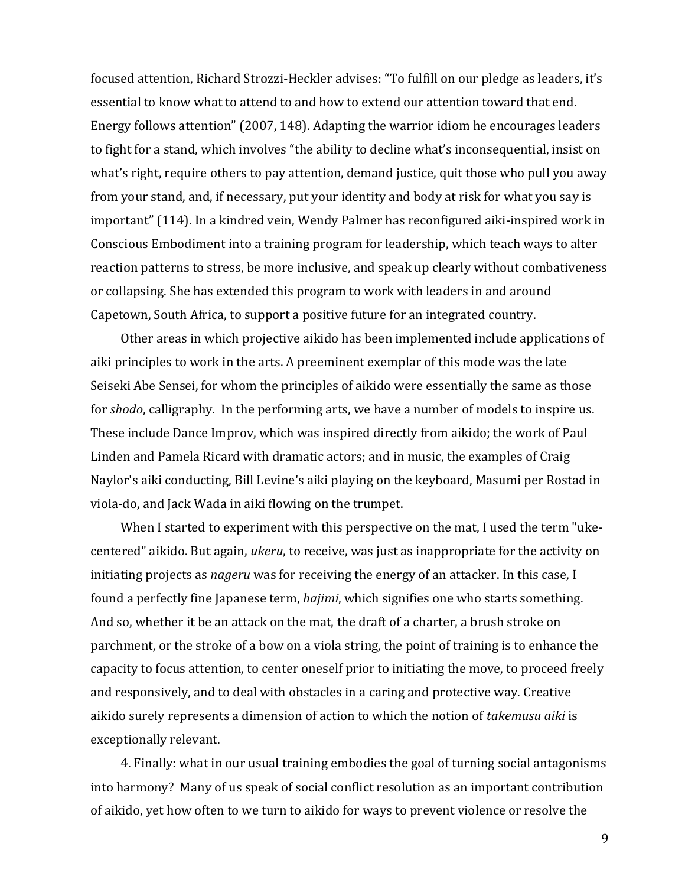focused attention, Richard Strozzi-Heckler advises: "To fulfill on our pledge as leaders, it's essential to know what to attend to and how to extend our attention toward that end. Energy follows attention" (2007, 148). Adapting the warrior idiom he encourages leaders to fight for a stand, which involves "the ability to decline what's inconsequential, insist on what's right, require others to pay attention, demand justice, quit those who pull you away from your stand, and, if necessary, put your identity and body at risk for what you say is important" (114). In a kindred vein, Wendy Palmer has reconfigured aiki-inspired work in Conscious Embodiment into a training program for leadership, which teach ways to alter reaction patterns to stress, be more inclusive, and speak up clearly without combativeness or collapsing. She has extended this program to work with leaders in and around Capetown, South Africa, to support a positive future for an integrated country.

Other areas in which projective aikido has been implemented include applications of aiki principles to work in the arts. A preeminent exemplar of this mode was the late Seiseki Abe Sensei, for whom the principles of aikido were essentially the same as those for *shodo*, calligraphy. In the performing arts, we have a number of models to inspire us. These include Dance Improv, which was inspired directly from aikido; the work of Paul Linden and Pamela Ricard with dramatic actors; and in music, the examples of Craig Naylor's aiki conducting, Bill Levine's aiki playing on the keyboard, Masumi per Rostad in viola-do, and Jack Wada in aiki flowing on the trumpet.

When I started to experiment with this perspective on the mat, I used the term "uke-centered" aikido. But again, *ukeru*, to receive, was just as inappropriate for the activity on initiating projects as *nageru* was for receiving the energy of an attacker. In this case, I found a perfectly fine Japanese term, *hajimi*, which signifies one who starts something. And so, whether it be an attack on the mat, the draft of a charter, a brush stroke on parchment, or the stroke of a bow on a viola string, the point of training is to enhance the capacity to focus attention, to center oneself prior to initiating the move, to proceed freely and responsively, and to deal with obstacles in a caring and protective way. Creative aikido surely represents a dimension of action to which the notion of *takemusu aiki* is exceptionally relevant.

4. Finally: what in our usual training embodies the goal of turning social antagonisms into harmony? Many of us speak of social conflict resolution as an important contribution of aikido, yet how often to we turn to aikido for ways to prevent violence or resolve the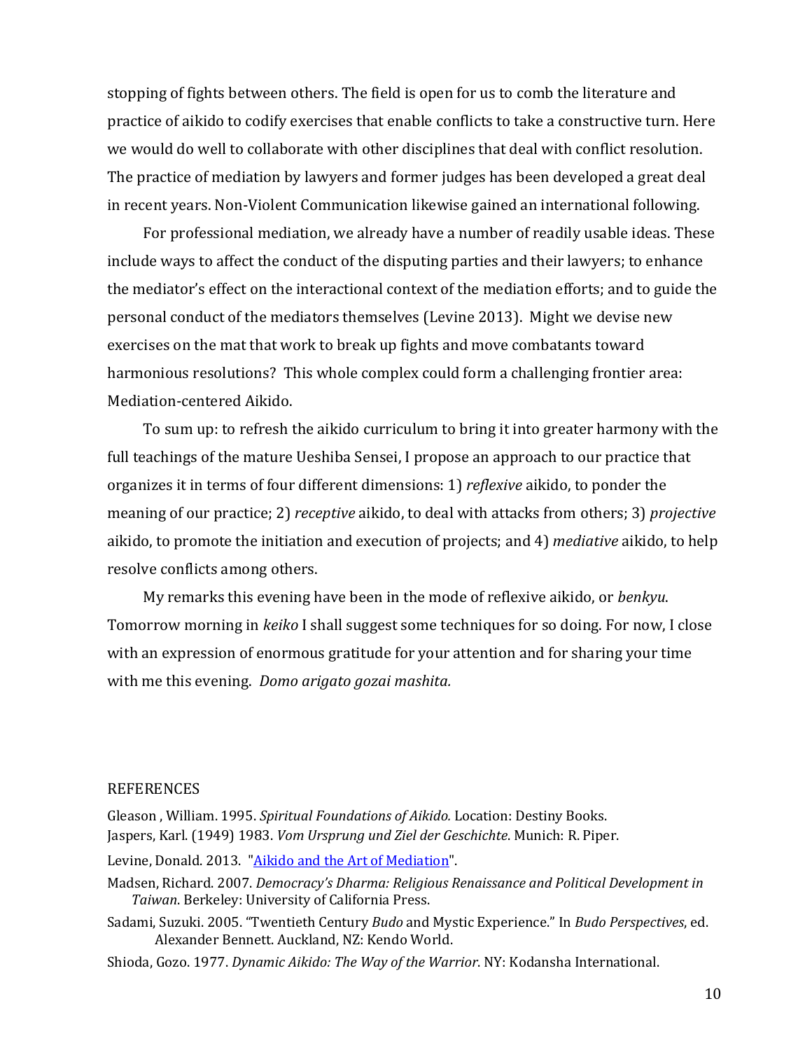stopping of fights between others. The field is open for us to comb the literature and practice of aikido to codify exercises that enable conflicts to take a constructive turn. Here we would do well to collaborate with other disciplines that deal with conflict resolution. The practice of mediation by lawyers and former judges has been developed a great deal in recent years. Non-Violent Communication likewise gained an international following.

For professional mediation, we already have a number of readily usable ideas. These include ways to affect the conduct of the disputing parties and their lawyers; to enhance the mediator's effect on the interactional context of the mediation efforts; and to guide the personal conduct of the mediators themselves (Levine 2013). Might we devise new exercises on the mat that work to break up fights and move combatants toward harmonious resolutions? This whole complex could form a challenging frontier area: Mediation-centered Aikido.

To sum up: to refresh the aikido curriculum to bring it into greater harmony with the full teachings of the mature Ueshiba Sensei, I propose an approach to our practice that organizes it in terms of four different dimensions: 1) *reflexive* aikido, to ponder the meaning of our practice; 2) *receptive* aikido, to deal with attacks from others; 3) *projective* aikido, to promote the initiation and execution of projects; and 4) *mediative* aikido, to help resolve conflicts among others.

My remarks this evening have been in the mode of reflexive aikido, or *benkyu*. Tomorrow morning in *keiko* I shall suggest some techniques for so doing. For now, I close with an expression of enormous gratitude for your attention and for sharing your time with me this evening. *Domo arigato gozai mashita.*

## REFERENCES

Gleason , William. 1995. *Spiritual Foundations of Aikido.* Location: Destiny Books.

Jaspers, Karl. (1949) 1983. *Vom Ursprung und Ziel der Geschichte*. Munich: R. Piper.

Levine, Donald. 2013. "Aikido and the Art of Mediation".

Madsen, Richard. 2007. *Democracy's Dharma: Religious Renaissance and Political Development in Taiwan*. Berkeley: University of California Press.

Sadami, Suzuki. 2005. "Twentieth Century *Budo* and Mystic Experience." In *Budo Perspectives*, ed. Alexander Bennett. Auckland, NZ: Kendo World.

Shioda, Gozo. 1977. *Dynamic Aikido: The Way of the Warrior.* NY: Kodansha International.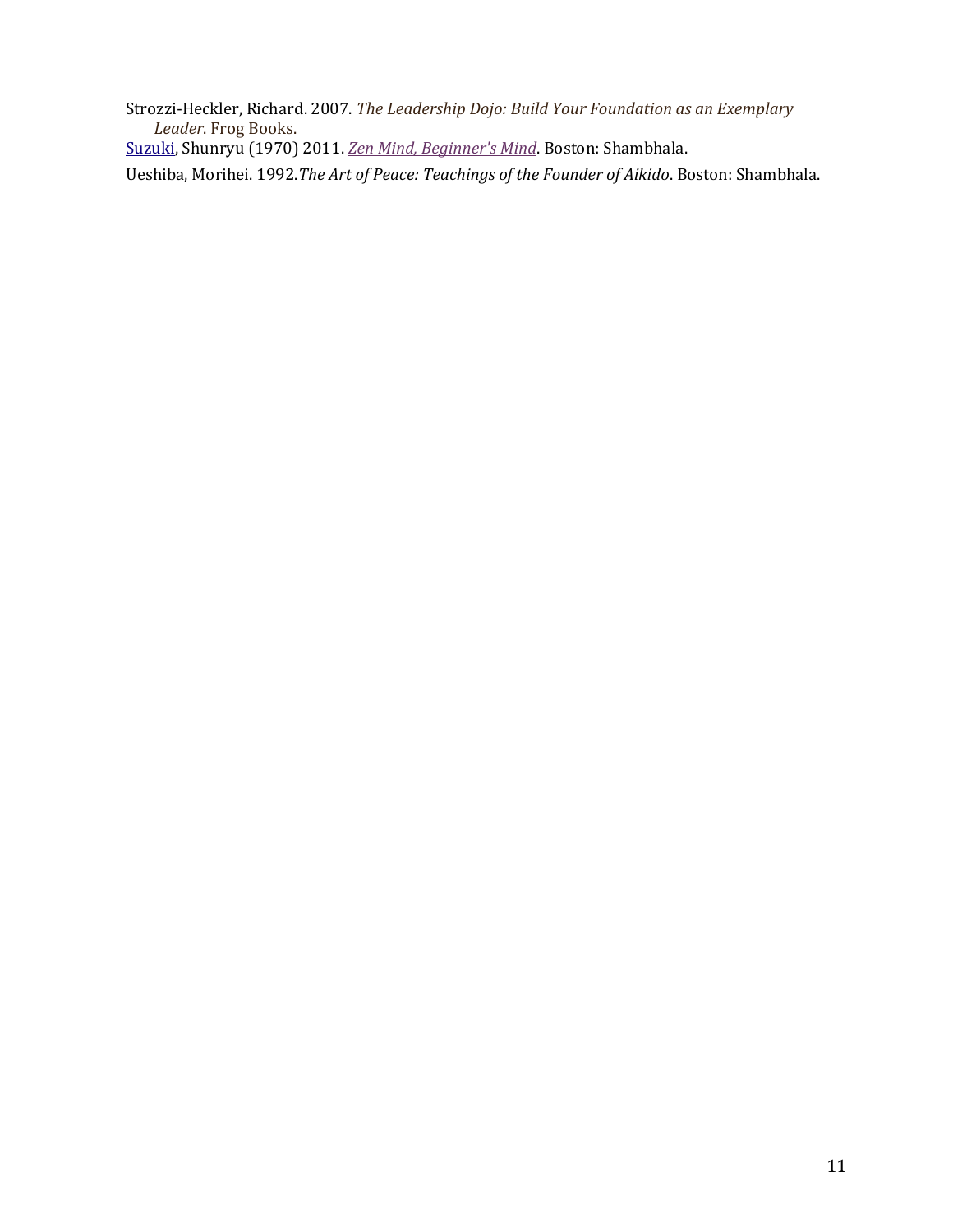Strozzi-Heckler, Richard. 2007. *The Leadership Dojo: Build Your Foundation as an Exemplary Leader*. Frog Books.

Suzuki, Shunryu (1970) 2011. *Zen Mind, Beginner's Mind*. Boston: Shambhala.

Ueshiba, Morihei. 1992.*The Art of Peace: Teachings of the Founder of Aikido*. Boston: Shambhala.